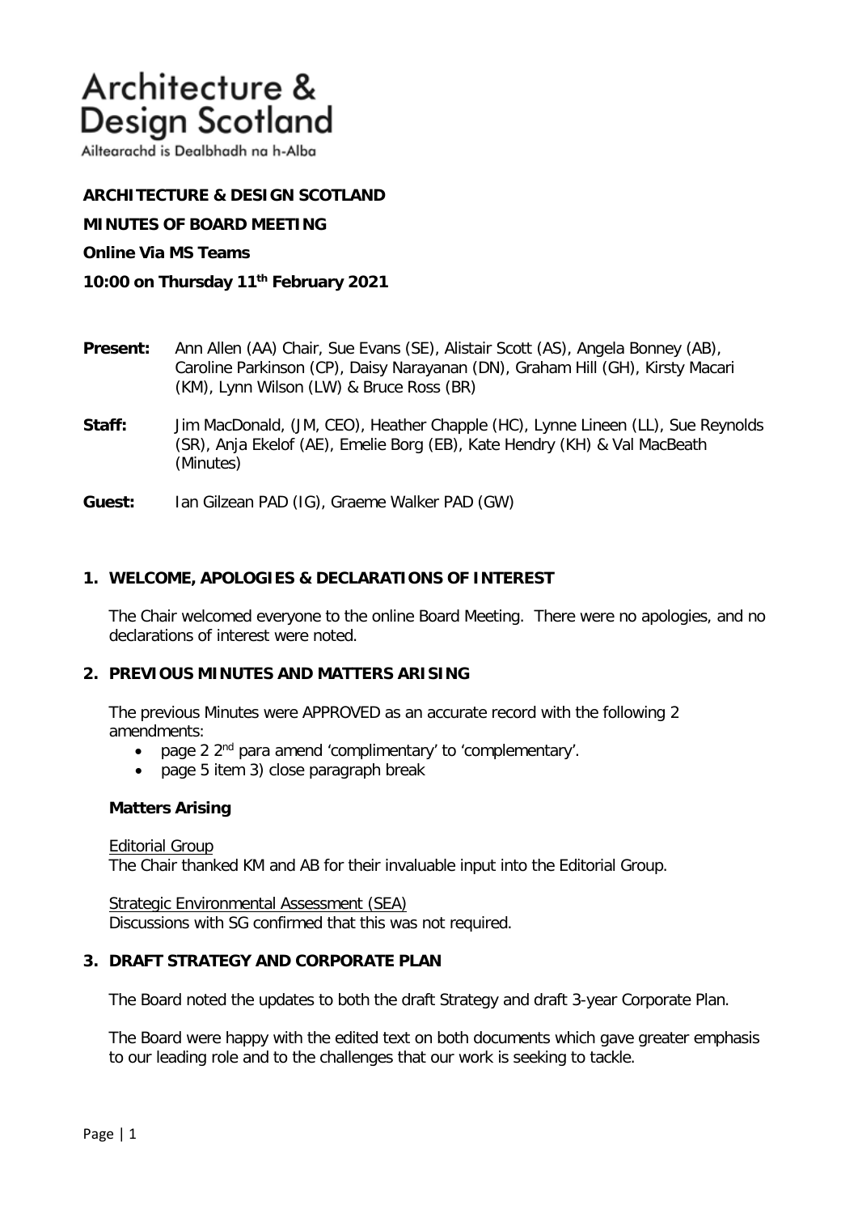# Architecture & Design Scotland

Ailtearachd is Dealbhadh na h-Alba

**ARCHITECTURE & DESIGN SCOTLAND**

**MINUTES OF BOARD MEETING**

**Online Via MS Teams**

**10:00 on Thursday 11th February 2021**

**Present:** Ann Allen (AA) Chair, Sue Evans (SE), Alistair Scott (AS), Angela Bonney (AB), Caroline Parkinson (CP), Daisy Narayanan (DN), Graham Hill (GH), Kirsty Macari (KM), Lynn Wilson (LW) & Bruce Ross (BR)

**Staff:** Jim MacDonald, (JM, CEO), Heather Chapple (HC), Lynne Lineen (LL), Sue Reynolds (SR), Anja Ekelof (AE), Emelie Borg (EB), Kate Hendry (KH) & Val MacBeath (Minutes)

**Guest:** Ian Gilzean PAD (IG), Graeme Walker PAD (GW)

## 1. WELCOME, APOLOGIES & DECLARATIONS OF INTEREST

The Chair welcomed everyone to the online Board Meeting. There were no apologies, and no declarations of interest were noted.

## 2. PREVIOUS MINUTES AND MATTERS ARISING

The previous Minutes were APPROVED as an accurate record with the following 2 amendments:

- page 2 2nd para amend 'complimentary' to 'complementary'.
- page 5 item 3) close paragraph break

**Matters Arising**

Editorial Group
The Chair thanked KM and AB for their invaluable input into the Editorial Group.

Strategic Environmental Assessment (SEA)
Discussions with SG confirmed that this was not required.

## 3. DRAFT STRATEGY AND CORPORATE PLAN

The Board noted the updates to both the draft Strategy and draft 3-year Corporate Plan.

The Board were happy with the edited text on both documents which gave greater emphasis to our leading role and to the challenges that our work is seeking to tackle.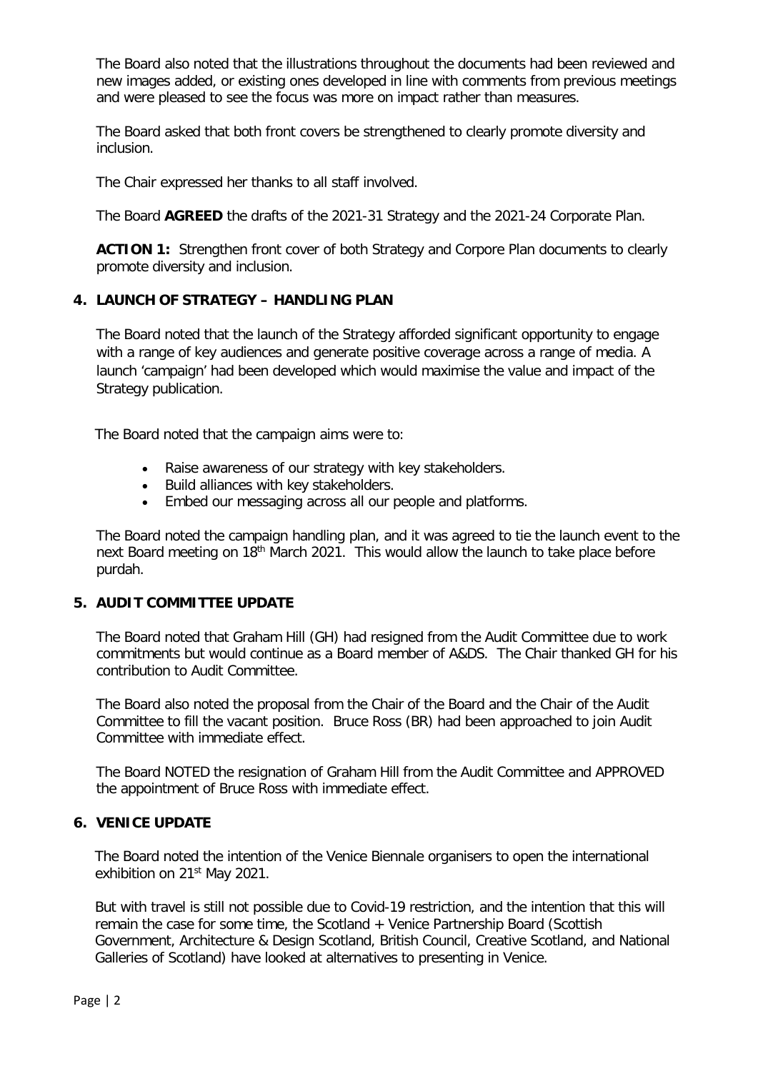The Board also noted that the illustrations throughout the documents had been reviewed and new images added, or existing ones developed in line with comments from previous meetings and were pleased to see the focus was more on impact rather than measures.

The Board asked that both front covers be strengthened to clearly promote diversity and inclusion.

The Chair expressed her thanks to all staff involved.

The Board **AGREED** the drafts of the 2021-31 Strategy and the 2021-24 Corporate Plan.

**ACTION 1:** Strengthen front cover of both Strategy and Corpore Plan documents to clearly promote diversity and inclusion.

## 4. LAUNCH OF STRATEGY – HANDLING PLAN

The Board noted that the launch of the Strategy afforded significant opportunity to engage with a range of key audiences and generate positive coverage across a range of media. A launch 'campaign' had been developed which would maximise the value and impact of the Strategy publication.

The Board noted that the campaign aims were to:

- Raise awareness of our strategy with key stakeholders.
- Build alliances with key stakeholders.
- Embed our messaging across all our people and platforms.

The Board noted the campaign handling plan, and it was agreed to tie the launch event to the next Board meeting on 18th March 2021. This would allow the launch to take place before purdah.

## 5. AUDIT COMMITTEE UPDATE

The Board noted that Graham Hill (GH) had resigned from the Audit Committee due to work commitments but would continue as a Board member of A&DS. The Chair thanked GH for his contribution to Audit Committee.

The Board also noted the proposal from the Chair of the Board and the Chair of the Audit Committee to fill the vacant position. Bruce Ross (BR) had been approached to join Audit Committee with immediate effect.

The Board NOTED the resignation of Graham Hill from the Audit Committee and APPROVED the appointment of Bruce Ross with immediate effect.

## 6. VENICE UPDATE

The Board noted the intention of the Venice Biennale organisers to open the international exhibition on 21st May 2021.

But with travel is still not possible due to Covid-19 restriction, and the intention that this will remain the case for some time, the Scotland + Venice Partnership Board (Scottish Government, Architecture & Design Scotland, British Council, Creative Scotland, and National Galleries of Scotland) have looked at alternatives to presenting in Venice.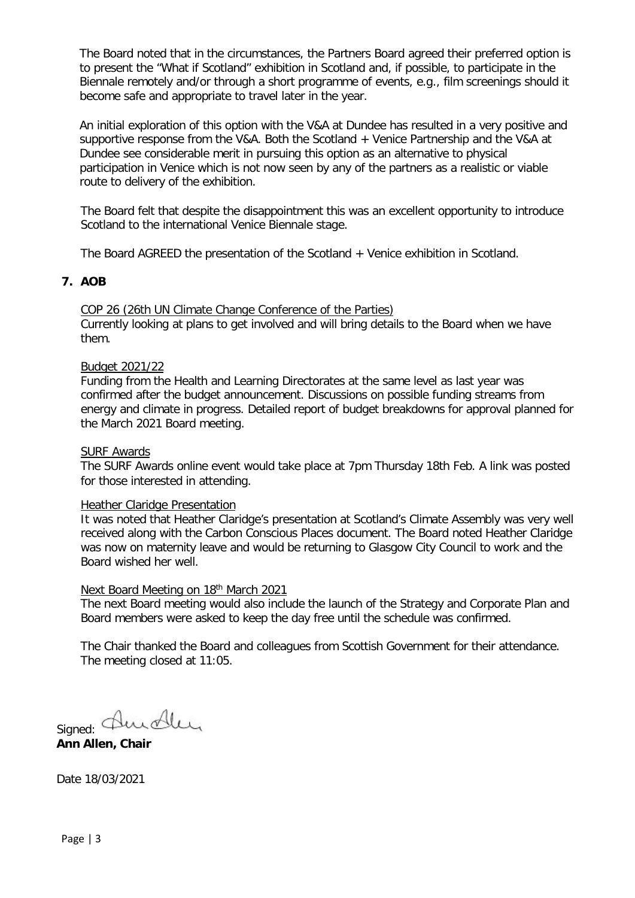The Board noted that in the circumstances, the Partners Board agreed their preferred option is to present the "What if Scotland" exhibition in Scotland and, if possible, to participate in the Biennale remotely and/or through a short programme of events, e.g., film screenings should it become safe and appropriate to travel later in the year.

An initial exploration of this option with the V&A at Dundee has resulted in a very positive and supportive response from the V&A. Both the Scotland + Venice Partnership and the V&A at Dundee see considerable merit in pursuing this option as an alternative to physical participation in Venice which is not now seen by any of the partners as a realistic or viable route to delivery of the exhibition.

The Board felt that despite the disappointment this was an excellent opportunity to introduce Scotland to the international Venice Biennale stage.

The Board AGREED the presentation of the Scotland + Venice exhibition in Scotland.

## 7. AOB

COP 26 (26th UN Climate Change Conference of the Parties)
Currently looking at plans to get involved and will bring details to the Board when we have them.

Budget 2021/22
Funding from the Health and Learning Directorates at the same level as last year was confirmed after the budget announcement. Discussions on possible funding streams from energy and climate in progress. Detailed report of budget breakdowns for approval planned for the March 2021 Board meeting.

SURF Awards
The SURF Awards online event would take place at 7pm Thursday 18th Feb. A link was posted for those interested in attending.

Heather Claridge Presentation
It was noted that Heather Claridge's presentation at Scotland's Climate Assembly was very well received along with the Carbon Conscious Places document. The Board noted Heather Claridge was now on maternity leave and would be returning to Glasgow City Council to work and the Board wished her well.

Next Board Meeting on 18th March 2021
The next Board meeting would also include the launch of the Strategy and Corporate Plan and Board members were asked to keep the day free until the schedule was confirmed.

The Chair thanked the Board and colleagues from Scottish Government for their attendance. The meeting closed at 11:05.

Signed: Ann Allen

**Ann Allen, Chair**

Date 18/03/2021